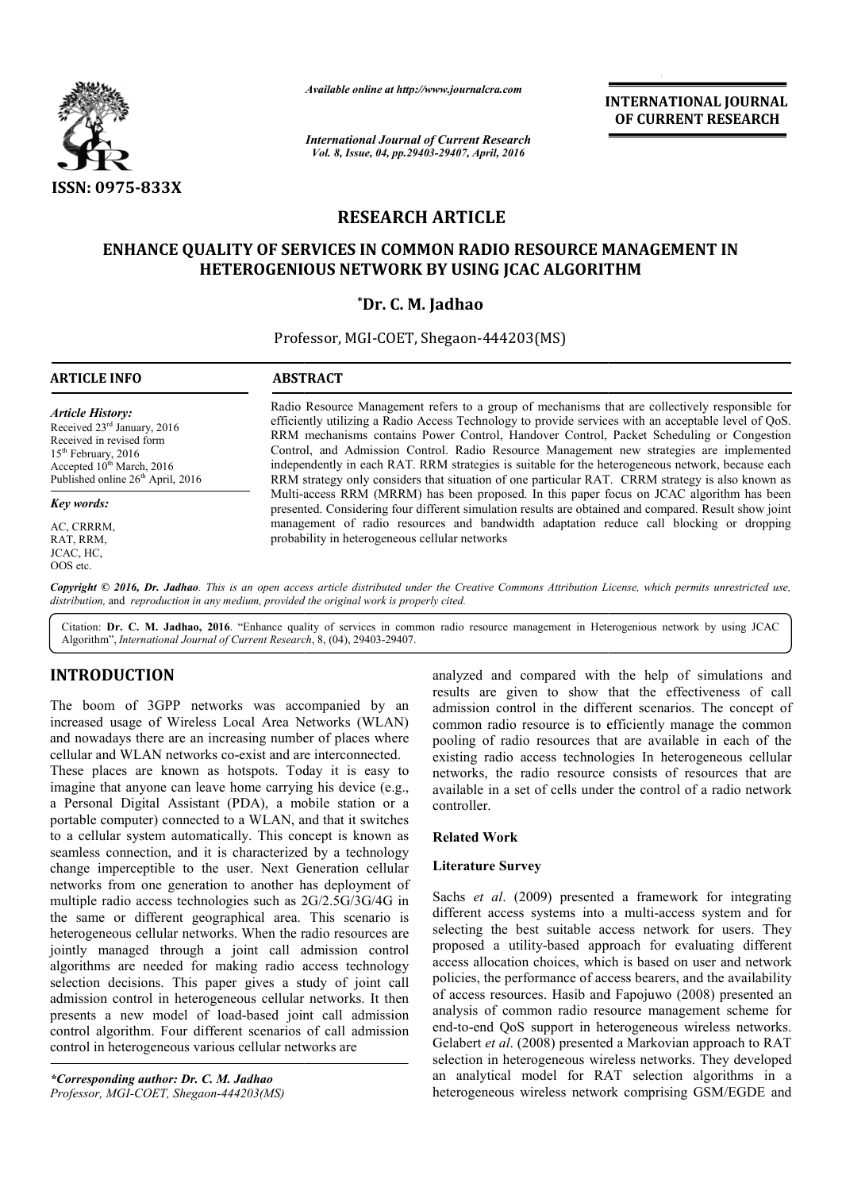**INTERNATIONAL JOURNAL OF CURRENT RESEARCH**

ISSN: 0975-833X

*Available online at http://www.journalcra.com*

*International Journal of Current Research*
*Vol. 8, Issue, 04, pp.29403-29407, April, 2016*

# RESEARCH ARTICLE

# ENHANCE QUALITY OF SERVICES IN COMMON RADIO RESOURCE MANAGEMENT IN HETEROGENIOUS NETWORK BY USING JCAC ALGORITHM

**\*Dr. C. M. Jadhao**

Professor, MGI-COET, Shegaon-444203(MS)

## ARTICLE INFO

*Article History:*

Received 23rd January, 2016
Received in revised form 15th February, 2016
Accepted 10th March, 2016
Published online 26th April, 2016

*Key words:*

AC, CRRRM, RAT, RRM, JCAC, HC, OOS etc.

## ABSTRACT

Radio Resource Management refers to a group of mechanisms that are collectively responsible for efficiently utilizing a Radio Access Technology to provide services with an acceptable level of QoS. RRM mechanisms contains Power Control, Handover Control, Packet Scheduling or Congestion Control, and Admission Control. Radio Resource Management new strategies are implemented independently in each RAT. RRM strategies is suitable for the heterogeneous network, because each RRM strategy only considers that situation of one particular RAT. CRRM strategy is also known as Multi-access RRM (MRRM) has been proposed. In this paper focus on JCAC algorithm has been presented. Considering four different simulation results are obtained and compared. Result show joint management of radio resources and bandwidth adaptation reduce call blocking or dropping probability in heterogeneous cellular networks

*Copyright © 2016, Dr. Jadhao. This is an open access article distributed under the Creative Commons Attribution License, which permits unrestricted use, distribution, and reproduction in any medium, provided the original work is properly cited.*

Citation: **Dr. C. M. Jadhao, 2016**. "Enhance quality of services in common radio resource management in Heterogenious network by using JCAC Algorithm", *International Journal of Current Research*, 8, (04), 29403-29407.

## INTRODUCTION

The boom of 3GPP networks was accompanied by an increased usage of Wireless Local Area Networks (WLAN) and nowadays there are an increasing number of places where cellular and WLAN networks co-exist and are interconnected. These places are known as hotspots. Today it is easy to imagine that anyone can leave home carrying his device (e.g., a Personal Digital Assistant (PDA), a mobile station or a portable computer) connected to a WLAN, and that it switches to a cellular system automatically. This concept is known as seamless connection, and it is characterized by a technology change imperceptible to the user. Next Generation cellular networks from one generation to another has deployment of multiple radio access technologies such as 2G/2.5G/3G/4G in the same or different geographical area. This scenario is heterogeneous cellular networks. When the radio resources are jointly managed through a joint call admission control algorithms are needed for making radio access technology selection decisions. This paper gives a study of joint call admission control in heterogeneous cellular networks. It then presents a new model of load-based joint call admission control algorithm. Four different scenarios of call admission control in heterogeneous various cellular networks are analyzed and compared with the help of simulations and results are given to show that the effectiveness of call admission control in the different scenarios. The concept of common radio resource is to efficiently manage the common pooling of radio resources that are available in each of the existing radio access technologies In heterogeneous cellular networks, the radio resource consists of resources that are available in a set of cells under the control of a radio network controller.

## Related Work

### Literature Survey

Sachs *et al*. (2009) presented a framework for integrating different access systems into a multi-access system and for selecting the best suitable access network for users. They proposed a utility-based approach for evaluating different access allocation choices, which is based on user and network policies, the performance of access bearers, and the availability of access resources. Hasib and Fapojuwo (2008) presented an analysis of common radio resource management scheme for end-to-end QoS support in heterogeneous wireless networks. Gelabert *et al*. (2008) presented a Markovian approach to RAT selection in heterogeneous wireless networks. They developed an analytical model for RAT selection algorithms in a heterogeneous wireless network comprising GSM/EGDE and

*\*Corresponding author: Dr. C. M. Jadhao*
*Professor, MGI-COET, Shegaon-444203(MS)*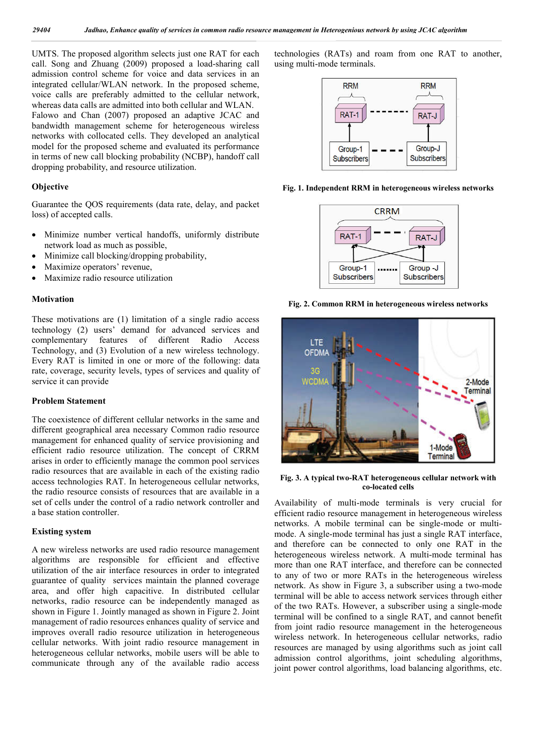UMTS. The proposed algorithm selects just one RAT for each call. Song and Zhuang (2009) proposed a load-sharing call admission control scheme for voice and data services in an integrated cellular/WLAN network. In the proposed scheme, voice calls are preferably admitted to the cellular network, whereas data calls are admitted into both cellular and WLAN. Falowo and Chan (2007) proposed an adaptive JCAC and bandwidth management scheme for heterogeneous wireless networks with collocated cells. They developed an analytical model for the proposed scheme and evaluated its performance in terms of new call blocking probability (NCBP), handoff call dropping probability, and resource utilization.

### Objective

Guarantee the QOS requirements (data rate, delay, and packet loss) of accepted calls.

- Minimize number vertical handoffs, uniformly distribute network load as much as possible,
- Minimize call blocking/dropping probability,
- Maximize operators' revenue,
- Maximize radio resource utilization

### Motivation

These motivations are (1) limitation of a single radio access technology (2) users' demand for advanced services and complementary features of different Radio Access Technology, and (3) Evolution of a new wireless technology. Every RAT is limited in one or more of the following: data rate, coverage, security levels, types of services and quality of service it can provide

### Problem Statement

The coexistence of different cellular networks in the same and different geographical area necessary Common radio resource management for enhanced quality of service provisioning and efficient radio resource utilization. The concept of CRRM arises in order to efficiently manage the common pool services radio resources that are available in each of the existing radio access technologies RAT. In heterogeneous cellular networks, the radio resource consists of resources that are available in a set of cells under the control of a radio network controller and a base station controller.

### Existing system

A new wireless networks are used radio resource management algorithms are responsible for efficient and effective utilization of the air interface resources in order to integrated guarantee of quality services maintain the planned coverage area, and offer high capacitive. In distributed cellular networks, radio resource can be independently managed as shown in Figure 1. Jointly managed as shown in Figure 2. Joint management of radio resources enhances quality of service and improves overall radio resource utilization in heterogeneous cellular networks. With joint radio resource management in heterogeneous cellular networks, mobile users will be able to communicate through any of the available radio access technologies (RATs) and roam from one RAT to another, using multi-mode terminals.

**Fig. 1. Independent RRM in heterogeneous wireless networks**

**Fig. 2. Common RRM in heterogeneous wireless networks**

**Fig. 3. A typical two-RAT heterogeneous cellular network with co-located cells**

Availability of multi-mode terminals is very crucial for efficient radio resource management in heterogeneous wireless networks. A mobile terminal can be single-mode or multi-mode. A single-mode terminal has just a single RAT interface, and therefore can be connected to only one RAT in the heterogeneous wireless network. A multi-mode terminal has more than one RAT interface, and therefore can be connected to any of two or more RATs in the heterogeneous wireless network. As show in Figure 3, a subscriber using a two-mode terminal will be able to access network services through either of the two RATs. However, a subscriber using a single-mode terminal will be confined to a single RAT, and cannot benefit from joint radio resource management in the heterogeneous wireless network. In heterogeneous cellular networks, radio resources are managed by using algorithms such as joint call admission control algorithms, joint scheduling algorithms, joint power control algorithms, load balancing algorithms, etc.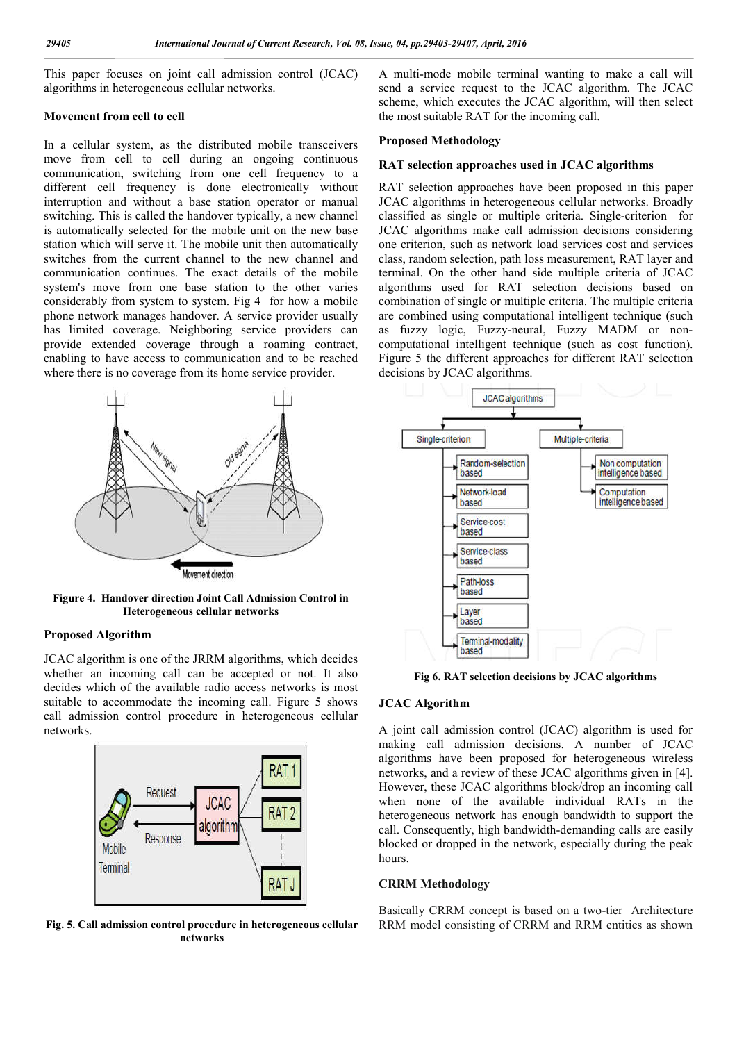This paper focuses on joint call admission control (JCAC) algorithms in heterogeneous cellular networks.

### Movement from cell to cell

In a cellular system, as the distributed mobile transceivers move from cell to cell during an ongoing continuous communication, switching from one cell frequency to a different cell frequency is done electronically without interruption and without a base station operator or manual switching. This is called the handover typically, a new channel is automatically selected for the mobile unit on the new base station which will serve it. The mobile unit then automatically switches from the current channel to the new channel and communication continues. The exact details of the mobile system's move from one base station to the other varies considerably from system to system. Fig 4 for how a mobile phone network manages handover. A service provider usually has limited coverage. Neighboring service providers can provide extended coverage through a roaming contract, enabling to have access to communication and to be reached where there is no coverage from its home service provider.

**Figure 4. Handover direction Joint Call Admission Control in Heterogeneous cellular networks**

### Proposed Algorithm

JCAC algorithm is one of the JRRM algorithms, which decides whether an incoming call can be accepted or not. It also decides which of the available radio access networks is most suitable to accommodate the incoming call. Figure 5 shows call admission control procedure in heterogeneous cellular networks.

**Fig. 5. Call admission control procedure in heterogeneous cellular networks**

A multi-mode mobile terminal wanting to make a call will send a service request to the JCAC algorithm. The JCAC scheme, which executes the JCAC algorithm, will then select the most suitable RAT for the incoming call.

### Proposed Methodology

### RAT selection approaches used in JCAC algorithms

RAT selection approaches have been proposed in this paper JCAC algorithms in heterogeneous cellular networks. Broadly classified as single or multiple criteria. Single-criterion for JCAC algorithms make call admission decisions considering one criterion, such as network load services cost and services class, random selection, path loss measurement, RAT layer and terminal. On the other hand side multiple criteria of JCAC algorithms used for RAT selection decisions based on combination of single or multiple criteria. The multiple criteria are combined using computational intelligent technique (such as fuzzy logic, Fuzzy-neural, Fuzzy MADM or non-computational intelligent technique (such as cost function). Figure 5 the different approaches for different RAT selection decisions by JCAC algorithms.

**Fig 6. RAT selection decisions by JCAC algorithms**

### JCAC Algorithm

A joint call admission control (JCAC) algorithm is used for making call admission decisions. A number of JCAC algorithms have been proposed for heterogeneous wireless networks, and a review of these JCAC algorithms given in [4]. However, these JCAC algorithms block/drop an incoming call when none of the available individual RATs in the heterogeneous network has enough bandwidth to support the call. Consequently, high bandwidth-demanding calls are easily blocked or dropped in the network, especially during the peak hours.

### CRRM Methodology

Basically CRRM concept is based on a two-tier Architecture RRM model consisting of CRRM and RRM entities as shown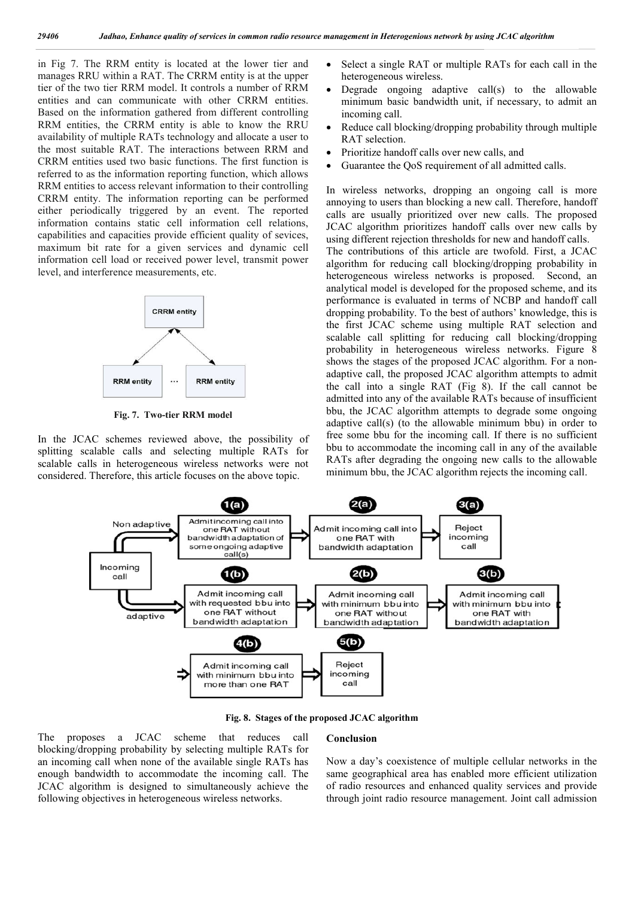in Fig 7. The RRM entity is located at the lower tier and manages RRU within a RAT. The CRRM entity is at the upper tier of the two tier RRM model. It controls a number of RRM entities and can communicate with other CRRM entities. Based on the information gathered from different controlling RRM entities, the CRRM entity is able to know the RRU availability of multiple RATs technology and allocate a user to the most suitable RAT. The interactions between RRM and CRRM entities used two basic functions. The first function is referred to as the information reporting function, which allows RRM entities to access relevant information to their controlling CRRM entity. The information reporting can be performed either periodically triggered by an event. The reported information contains static cell information cell relations, capabilities and capacities provide efficient quality of sevices, maximum bit rate for a given services and dynamic cell information cell load or received power level, transmit power level, and interference measurements, etc.

**Fig. 7. Two-tier RRM model**

In the JCAC schemes reviewed above, the possibility of splitting scalable calls and selecting multiple RATs for scalable calls in heterogeneous wireless networks were not considered. Therefore, this article focuses on the above topic.

The proposes a JCAC scheme that reduces call blocking/dropping probability by selecting multiple RATs for an incoming call when none of the available single RATs has enough bandwidth to accommodate the incoming call. The JCAC algorithm is designed to simultaneously achieve the following objectives in heterogeneous wireless networks.

- Select a single RAT or multiple RATs for each call in the heterogeneous wireless.
- Degrade ongoing adaptive call(s) to the allowable minimum basic bandwidth unit, if necessary, to admit an incoming call.
- Reduce call blocking/dropping probability through multiple RAT selection.
- Prioritize handoff calls over new calls, and
- Guarantee the QoS requirement of all admitted calls.

In wireless networks, dropping an ongoing call is more annoying to users than blocking a new call. Therefore, handoff calls are usually prioritized over new calls. The proposed JCAC algorithm prioritizes handoff calls over new calls by using different rejection thresholds for new and handoff calls.

The contributions of this article are twofold. First, a JCAC algorithm for reducing call blocking/dropping probability in heterogeneous wireless networks is proposed. Second, an analytical model is developed for the proposed scheme, and its performance is evaluated in terms of NCBP and handoff call dropping probability. To the best of authors' knowledge, this is the first JCAC scheme using multiple RAT selection and scalable call splitting for reducing call blocking/dropping probability in heterogeneous wireless networks. Figure 8 shows the stages of the proposed JCAC algorithm. For a non-adaptive call, the proposed JCAC algorithm attempts to admit the call into a single RAT (Fig 8). If the call cannot be admitted into any of the available RATs because of insufficient bbu, the JCAC algorithm attempts to degrade some ongoing adaptive call(s) (to the allowable minimum bbu) in order to free some bbu for the incoming call. If there is no sufficient bbu to accommodate the incoming call in any of the available RATs after degrading the ongoing new calls to the allowable minimum bbu, the JCAC algorithm rejects the incoming call.

**Fig. 8. Stages of the proposed JCAC algorithm**

## Conclusion

Now a day's coexistence of multiple cellular networks in the same geographical area has enabled more efficient utilization of radio resources and enhanced quality services and provide through joint radio resource management. Joint call admission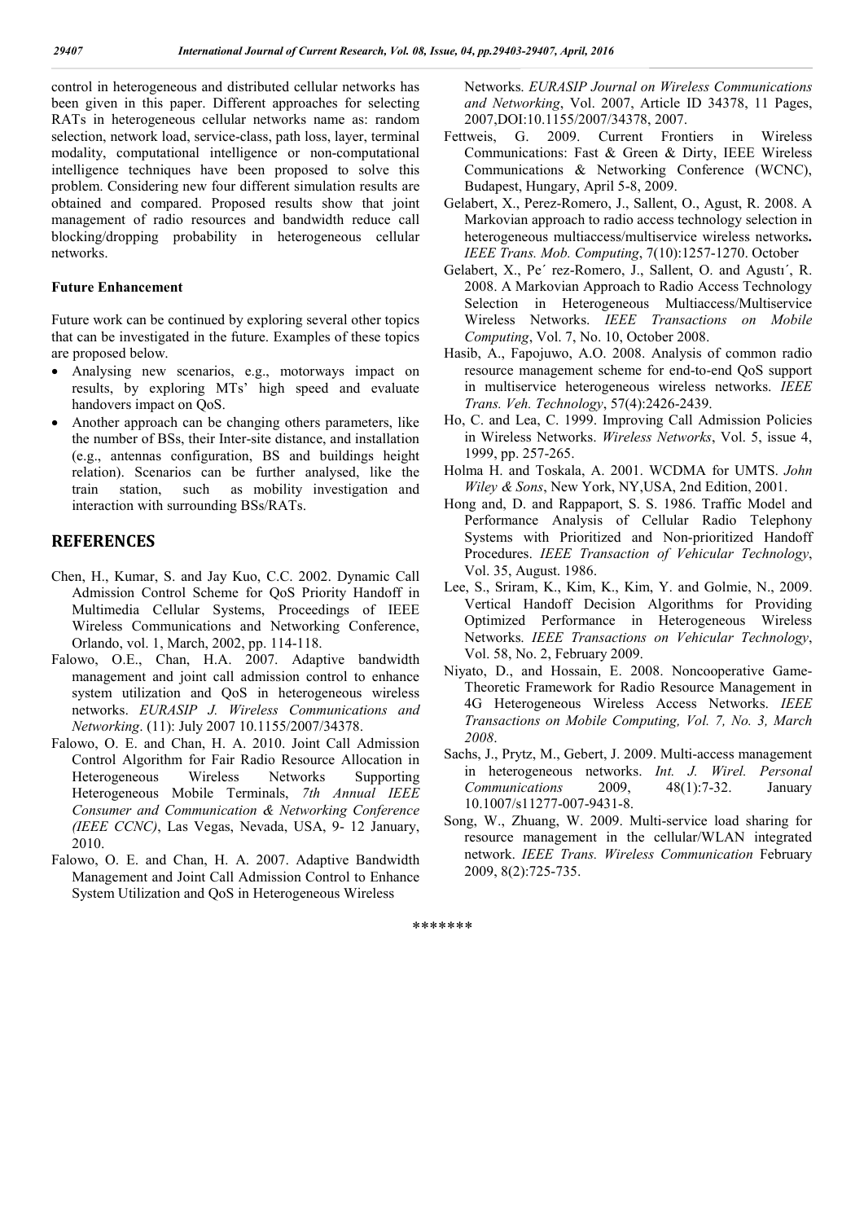control in heterogeneous and distributed cellular networks has been given in this paper. Different approaches for selecting RATs in heterogeneous cellular networks name as: random selection, network load, service-class, path loss, layer, terminal modality, computational intelligence or non-computational intelligence techniques have been proposed to solve this problem. Considering new four different simulation results are obtained and compared. Proposed results show that joint management of radio resources and bandwidth reduce call blocking/dropping probability in heterogeneous cellular networks.

### Future Enhancement

Future work can be continued by exploring several other topics that can be investigated in the future. Examples of these topics are proposed below.

- Analysing new scenarios, e.g., motorways impact on results, by exploring MTs' high speed and evaluate handovers impact on QoS.
- Another approach can be changing others parameters, like the number of BSs, their Inter-site distance, and installation (e.g., antennas configuration, BS and buildings height relation). Scenarios can be further analysed, like the train station, such as mobility investigation and interaction with surrounding BSs/RATs.

## REFERENCES

Chen, H., Kumar, S. and Jay Kuo, C.C. 2002. Dynamic Call Admission Control Scheme for QoS Priority Handoff in Multimedia Cellular Systems, Proceedings of IEEE Wireless Communications and Networking Conference, Orlando, vol. 1, March, 2002, pp. 114-118.

Falowo, O.E., Chan, H.A. 2007. Adaptive bandwidth management and joint call admission control to enhance system utilization and QoS in heterogeneous wireless networks. *EURASIP J. Wireless Communications and Networking*. (11): July 2007 10.1155/2007/34378.

Falowo, O. E. and Chan, H. A. 2010. Joint Call Admission Control Algorithm for Fair Radio Resource Allocation in Heterogeneous Wireless Networks Supporting Heterogeneous Mobile Terminals, *7th Annual IEEE Consumer and Communication & Networking Conference (IEEE CCNC)*, Las Vegas, Nevada, USA, 9- 12 January, 2010.

Falowo, O. E. and Chan, H. A. 2007. Adaptive Bandwidth Management and Joint Call Admission Control to Enhance System Utilization and QoS in Heterogeneous Wireless Networks. *EURASIP Journal on Wireless Communications and Networking*, Vol. 2007, Article ID 34378, 11 Pages, 2007,DOI:10.1155/2007/34378, 2007.

Fettweis, G. 2009. Current Frontiers in Wireless Communications: Fast & Green & Dirty, IEEE Wireless Communications & Networking Conference (WCNC), Budapest, Hungary, April 5-8, 2009.

Gelabert, X., Perez-Romero, J., Sallent, O., Agust, R. 2008. A Markovian approach to radio access technology selection in heterogeneous multiaccess/multiservice wireless networks**.** *IEEE Trans. Mob. Computing*, 7(10):1257-1270. October

Gelabert, X., Pe´ rez-Romero, J., Sallent, O. and Agustı´, R. 2008. A Markovian Approach to Radio Access Technology Selection in Heterogeneous Multiaccess/Multiservice Wireless Networks. *IEEE Transactions on Mobile Computing*, Vol. 7, No. 10, October 2008.

Hasib, A., Fapojuwo, A.O. 2008. Analysis of common radio resource management scheme for end-to-end QoS support in multiservice heterogeneous wireless networks. *IEEE Trans. Veh. Technology*, 57(4):2426-2439.

Ho, C. and Lea, C. 1999. Improving Call Admission Policies in Wireless Networks. *Wireless Networks*, Vol. 5, issue 4, 1999, pp. 257-265.

Holma H. and Toskala, A. 2001. WCDMA for UMTS. *John Wiley & Sons*, New York, NY,USA, 2nd Edition, 2001.

Hong and, D. and Rappaport, S. S. 1986. Traffic Model and Performance Analysis of Cellular Radio Telephony Systems with Prioritized and Non-prioritized Handoff Procedures. *IEEE Transaction of Vehicular Technology*, Vol. 35, August. 1986.

Lee, S., Sriram, K., Kim, K., Kim, Y. and Golmie, N., 2009. Vertical Handoff Decision Algorithms for Providing Optimized Performance in Heterogeneous Wireless Networks. *IEEE Transactions on Vehicular Technology*, Vol. 58, No. 2, February 2009.

Niyato, D., and Hossain, E. 2008. Noncooperative Game-Theoretic Framework for Radio Resource Management in 4G Heterogeneous Wireless Access Networks. *IEEE Transactions on Mobile Computing, Vol. 7, No. 3, March 2008*.

Sachs, J., Prytz, M., Gebert, J. 2009. Multi-access management in heterogeneous networks. *Int. J. Wirel. Personal Communications* 2009, 48(1):7-32. January 10.1007/s11277-007-9431-8.

Song, W., Zhuang, W. 2009. Multi-service load sharing for resource management in the cellular/WLAN integrated network. *IEEE Trans. Wireless Communication* February 2009, 8(2):725-735.

*******